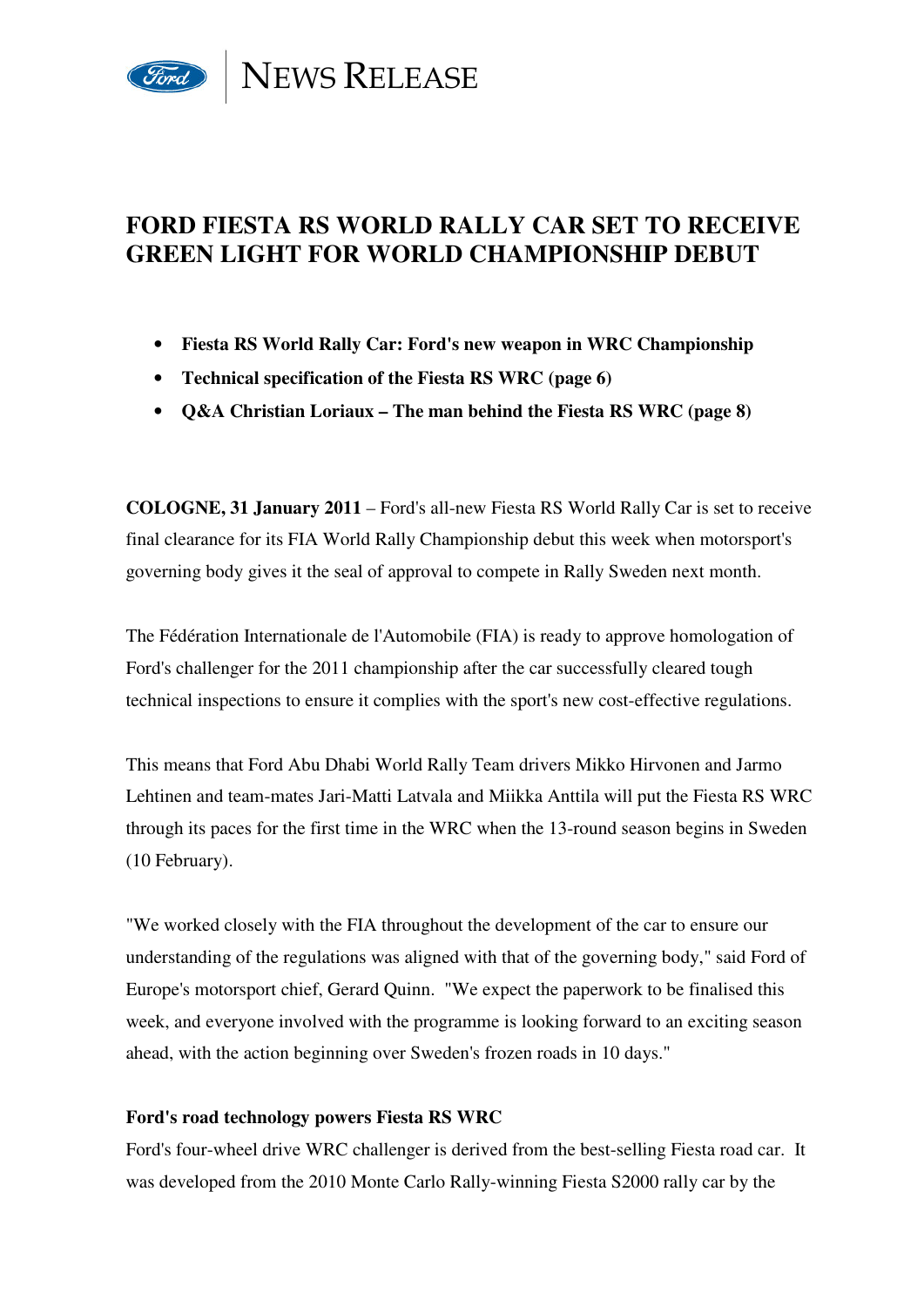NEWS RELEASE

# FORD FIESTA RS WORLD RALLY CAR SET TO RECEIVE GREEN LIGHT FOR WORLD CHAMPIONSHIP DEBUT

- **Fiesta RS World Rally Car: Ford's new weapon in WRC Championship**
- **Technical specification of the Fiesta RS WRC (page 6)**
- **Q&A Christian Loriaux – The man behind the Fiesta RS WRC (page 8)**

**COLOGNE, 31 January 2011** – Ford's all-new Fiesta RS World Rally Car is set to receive final clearance for its FIA World Rally Championship debut this week when motorsport's governing body gives it the seal of approval to compete in Rally Sweden next month.

The Fédération Internationale de l'Automobile (FIA) is ready to approve homologation of Ford's challenger for the 2011 championship after the car successfully cleared tough technical inspections to ensure it complies with the sport's new cost-effective regulations.

This means that Ford Abu Dhabi World Rally Team drivers Mikko Hirvonen and Jarmo Lehtinen and team-mates Jari-Matti Latvala and Miikka Anttila will put the Fiesta RS WRC through its paces for the first time in the WRC when the 13-round season begins in Sweden (10 February).

"We worked closely with the FIA throughout the development of the car to ensure our understanding of the regulations was aligned with that of the governing body," said Ford of Europe's motorsport chief, Gerard Quinn. "We expect the paperwork to be finalised this week, and everyone involved with the programme is looking forward to an exciting season ahead, with the action beginning over Sweden's frozen roads in 10 days."

**Ford's road technology powers Fiesta RS WRC**

Ford's four-wheel drive WRC challenger is derived from the best-selling Fiesta road car. It was developed from the 2010 Monte Carlo Rally-winning Fiesta S2000 rally car by the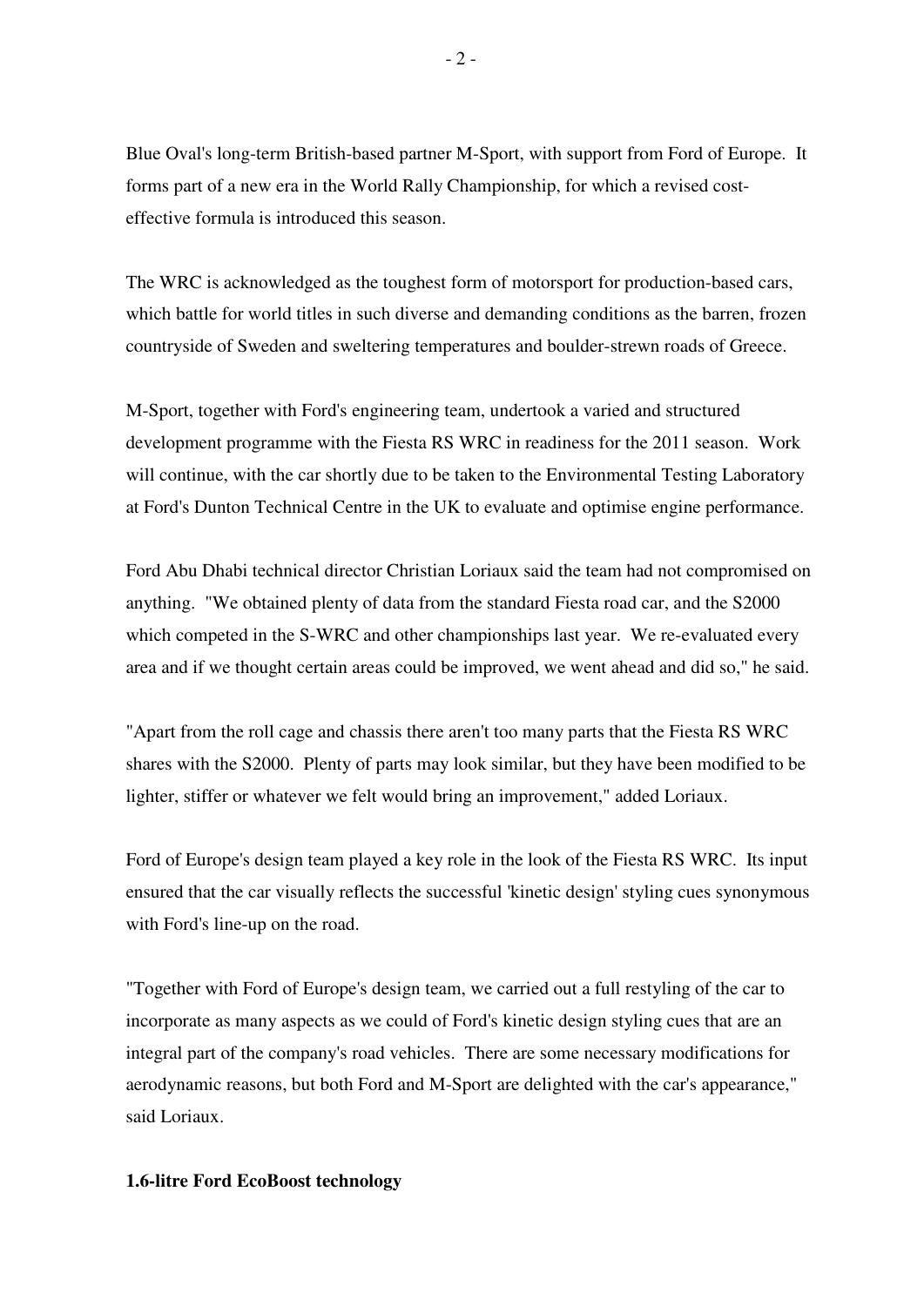Blue Oval's long-term British-based partner M-Sport, with support from Ford of Europe. It forms part of a new era in the World Rally Championship, for which a revised cost-effective formula is introduced this season.

The WRC is acknowledged as the toughest form of motorsport for production-based cars, which battle for world titles in such diverse and demanding conditions as the barren, frozen countryside of Sweden and sweltering temperatures and boulder-strewn roads of Greece.

M-Sport, together with Ford's engineering team, undertook a varied and structured development programme with the Fiesta RS WRC in readiness for the 2011 season. Work will continue, with the car shortly due to be taken to the Environmental Testing Laboratory at Ford's Dunton Technical Centre in the UK to evaluate and optimise engine performance.

Ford Abu Dhabi technical director Christian Loriaux said the team had not compromised on anything. "We obtained plenty of data from the standard Fiesta road car, and the S2000 which competed in the S-WRC and other championships last year. We re-evaluated every area and if we thought certain areas could be improved, we went ahead and did so," he said.

"Apart from the roll cage and chassis there aren't too many parts that the Fiesta RS WRC shares with the S2000. Plenty of parts may look similar, but they have been modified to be lighter, stiffer or whatever we felt would bring an improvement," added Loriaux.

Ford of Europe's design team played a key role in the look of the Fiesta RS WRC. Its input ensured that the car visually reflects the successful 'kinetic design' styling cues synonymous with Ford's line-up on the road.

"Together with Ford of Europe's design team, we carried out a full restyling of the car to incorporate as many aspects as we could of Ford's kinetic design styling cues that are an integral part of the company's road vehicles. There are some necessary modifications for aerodynamic reasons, but both Ford and M-Sport are delighted with the car's appearance," said Loriaux.

**1.6-litre Ford EcoBoost technology**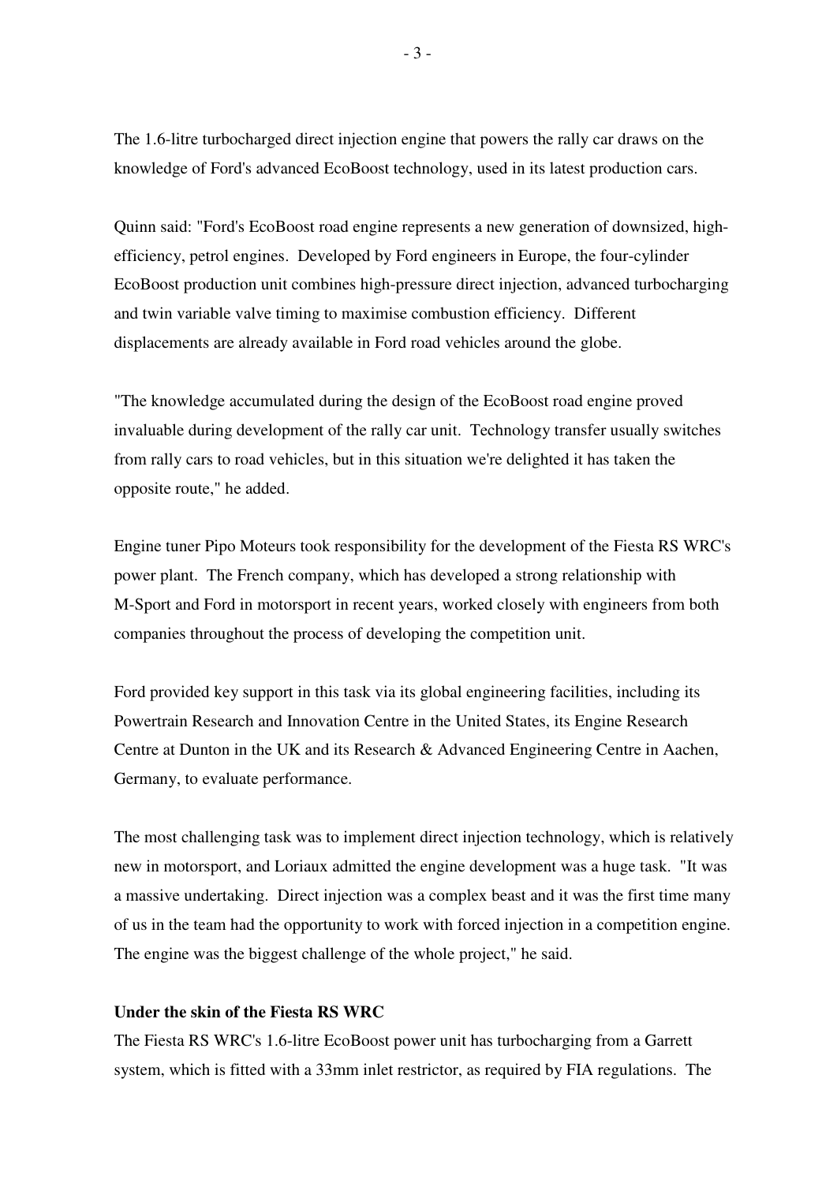The 1.6-litre turbocharged direct injection engine that powers the rally car draws on the knowledge of Ford's advanced EcoBoost technology, used in its latest production cars.

Quinn said: "Ford's EcoBoost road engine represents a new generation of downsized, high-efficiency, petrol engines. Developed by Ford engineers in Europe, the four-cylinder EcoBoost production unit combines high-pressure direct injection, advanced turbocharging and twin variable valve timing to maximise combustion efficiency. Different displacements are already available in Ford road vehicles around the globe.

"The knowledge accumulated during the design of the EcoBoost road engine proved invaluable during development of the rally car unit. Technology transfer usually switches from rally cars to road vehicles, but in this situation we're delighted it has taken the opposite route," he added.

Engine tuner Pipo Moteurs took responsibility for the development of the Fiesta RS WRC's power plant. The French company, which has developed a strong relationship with M-Sport and Ford in motorsport in recent years, worked closely with engineers from both companies throughout the process of developing the competition unit.

Ford provided key support in this task via its global engineering facilities, including its Powertrain Research and Innovation Centre in the United States, its Engine Research Centre at Dunton in the UK and its Research & Advanced Engineering Centre in Aachen, Germany, to evaluate performance.

The most challenging task was to implement direct injection technology, which is relatively new in motorsport, and Loriaux admitted the engine development was a huge task. "It was a massive undertaking. Direct injection was a complex beast and it was the first time many of us in the team had the opportunity to work with forced injection in a competition engine. The engine was the biggest challenge of the whole project," he said.

**Under the skin of the Fiesta RS WRC**

The Fiesta RS WRC's 1.6-litre EcoBoost power unit has turbocharging from a Garrett system, which is fitted with a 33mm inlet restrictor, as required by FIA regulations. The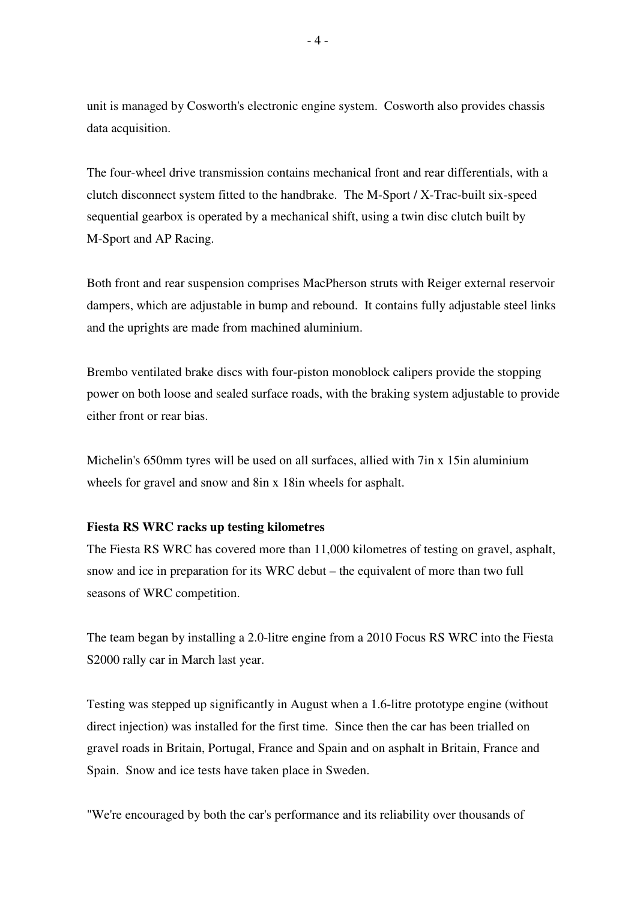unit is managed by Cosworth's electronic engine system. Cosworth also provides chassis data acquisition.

The four-wheel drive transmission contains mechanical front and rear differentials, with a clutch disconnect system fitted to the handbrake. The M-Sport / X-Trac-built six-speed sequential gearbox is operated by a mechanical shift, using a twin disc clutch built by M-Sport and AP Racing.

Both front and rear suspension comprises MacPherson struts with Reiger external reservoir dampers, which are adjustable in bump and rebound. It contains fully adjustable steel links and the uprights are made from machined aluminium.

Brembo ventilated brake discs with four-piston monoblock calipers provide the stopping power on both loose and sealed surface roads, with the braking system adjustable to provide either front or rear bias.

Michelin's 650mm tyres will be used on all surfaces, allied with 7in x 15in aluminium wheels for gravel and snow and 8in x 18in wheels for asphalt.

**Fiesta RS WRC racks up testing kilometres**

The Fiesta RS WRC has covered more than 11,000 kilometres of testing on gravel, asphalt, snow and ice in preparation for its WRC debut – the equivalent of more than two full seasons of WRC competition.

The team began by installing a 2.0-litre engine from a 2010 Focus RS WRC into the Fiesta S2000 rally car in March last year.

Testing was stepped up significantly in August when a 1.6-litre prototype engine (without direct injection) was installed for the first time. Since then the car has been trialled on gravel roads in Britain, Portugal, France and Spain and on asphalt in Britain, France and Spain. Snow and ice tests have taken place in Sweden.

"We're encouraged by both the car's performance and its reliability over thousands of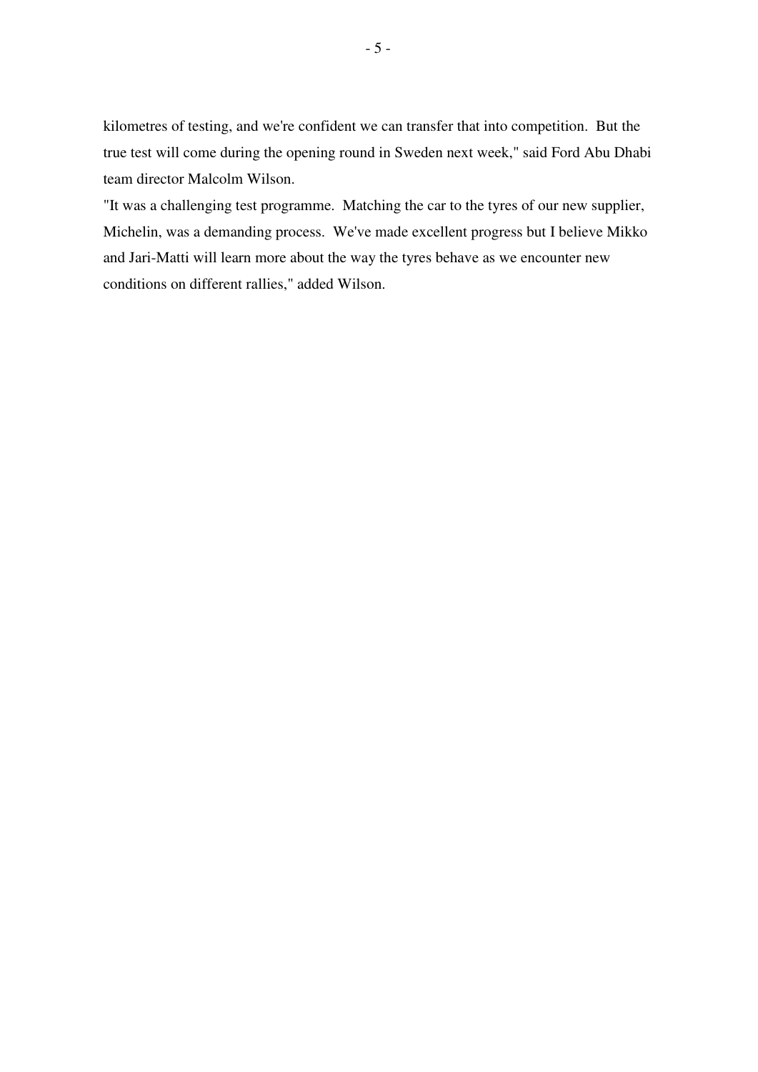kilometres of testing, and we're confident we can transfer that into competition. But the true test will come during the opening round in Sweden next week," said Ford Abu Dhabi team director Malcolm Wilson.

"It was a challenging test programme. Matching the car to the tyres of our new supplier, Michelin, was a demanding process. We've made excellent progress but I believe Mikko and Jari-Matti will learn more about the way the tyres behave as we encounter new conditions on different rallies," added Wilson.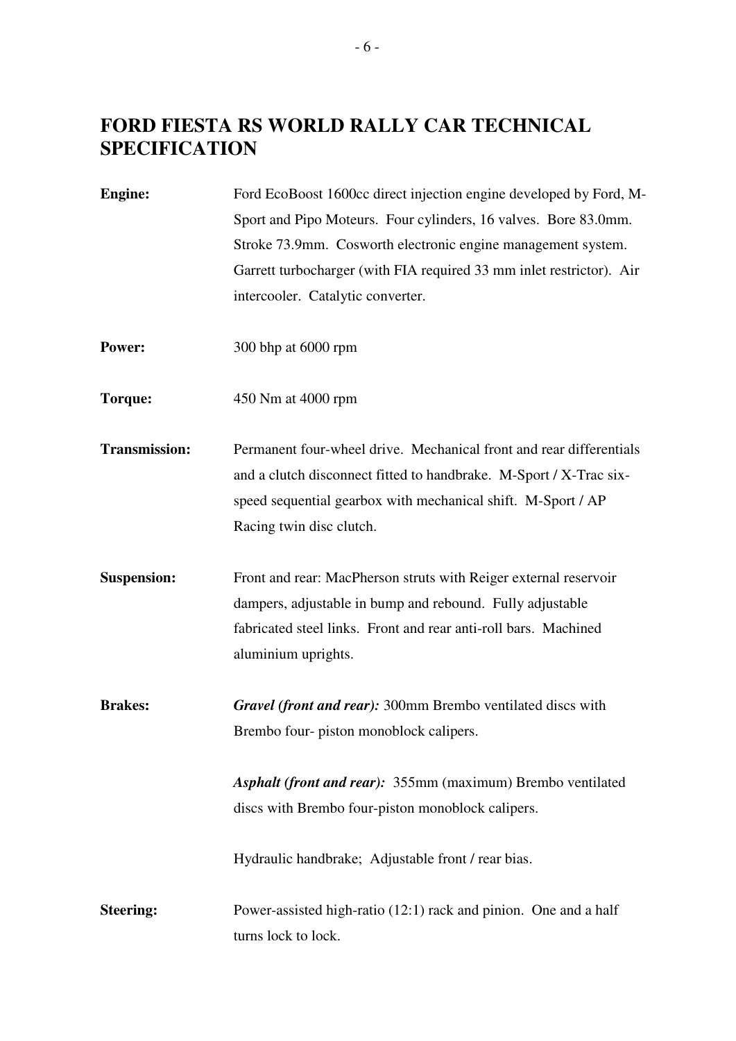# FORD FIESTA RS WORLD RALLY CAR TECHNICAL SPECIFICATION

**Engine:** Ford EcoBoost 1600cc direct injection engine developed by Ford, M-Sport and Pipo Moteurs. Four cylinders, 16 valves. Bore 83.0mm. Stroke 73.9mm. Cosworth electronic engine management system. Garrett turbocharger (with FIA required 33 mm inlet restrictor). Air intercooler. Catalytic converter.

**Power:** 300 bhp at 6000 rpm

**Torque:** 450 Nm at 4000 rpm

**Transmission:** Permanent four-wheel drive. Mechanical front and rear differentials and a clutch disconnect fitted to handbrake. M-Sport / X-Trac six-speed sequential gearbox with mechanical shift. M-Sport / AP Racing twin disc clutch.

**Suspension:** Front and rear: MacPherson struts with Reiger external reservoir dampers, adjustable in bump and rebound. Fully adjustable fabricated steel links. Front and rear anti-roll bars. Machined aluminium uprights.

**Brakes:** ***Gravel (front and rear):*** 300mm Brembo ventilated discs with Brembo four- piston monoblock calipers.

***Asphalt (front and rear):*** 355mm (maximum) Brembo ventilated discs with Brembo four-piston monoblock calipers.

Hydraulic handbrake; Adjustable front / rear bias.

**Steering:** Power-assisted high-ratio (12:1) rack and pinion. One and a half turns lock to lock.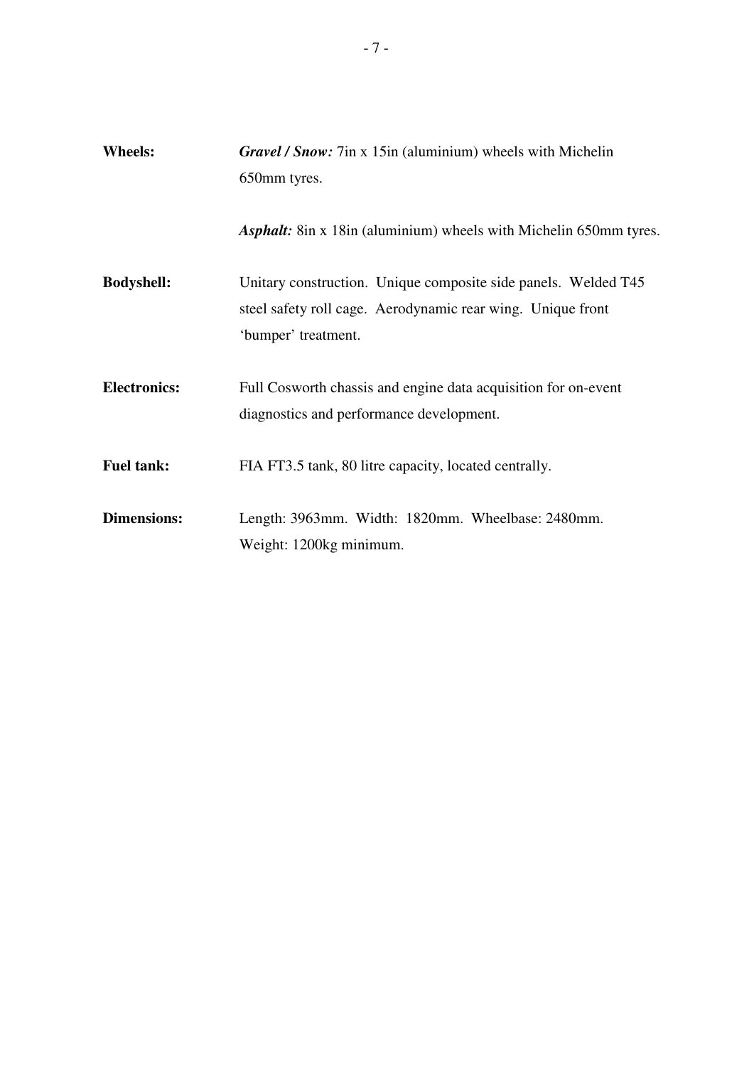**Wheels:** ***Gravel / Snow:*** 7in x 15in (aluminium) wheels with Michelin 650mm tyres.

***Asphalt:*** 8in x 18in (aluminium) wheels with Michelin 650mm tyres.

**Bodyshell:** Unitary construction. Unique composite side panels. Welded T45 steel safety roll cage. Aerodynamic rear wing. Unique front 'bumper' treatment.

**Electronics:** Full Cosworth chassis and engine data acquisition for on-event diagnostics and performance development.

**Fuel tank:** FIA FT3.5 tank, 80 litre capacity, located centrally.

**Dimensions:** Length: 3963mm. Width: 1820mm. Wheelbase: 2480mm. Weight: 1200kg minimum.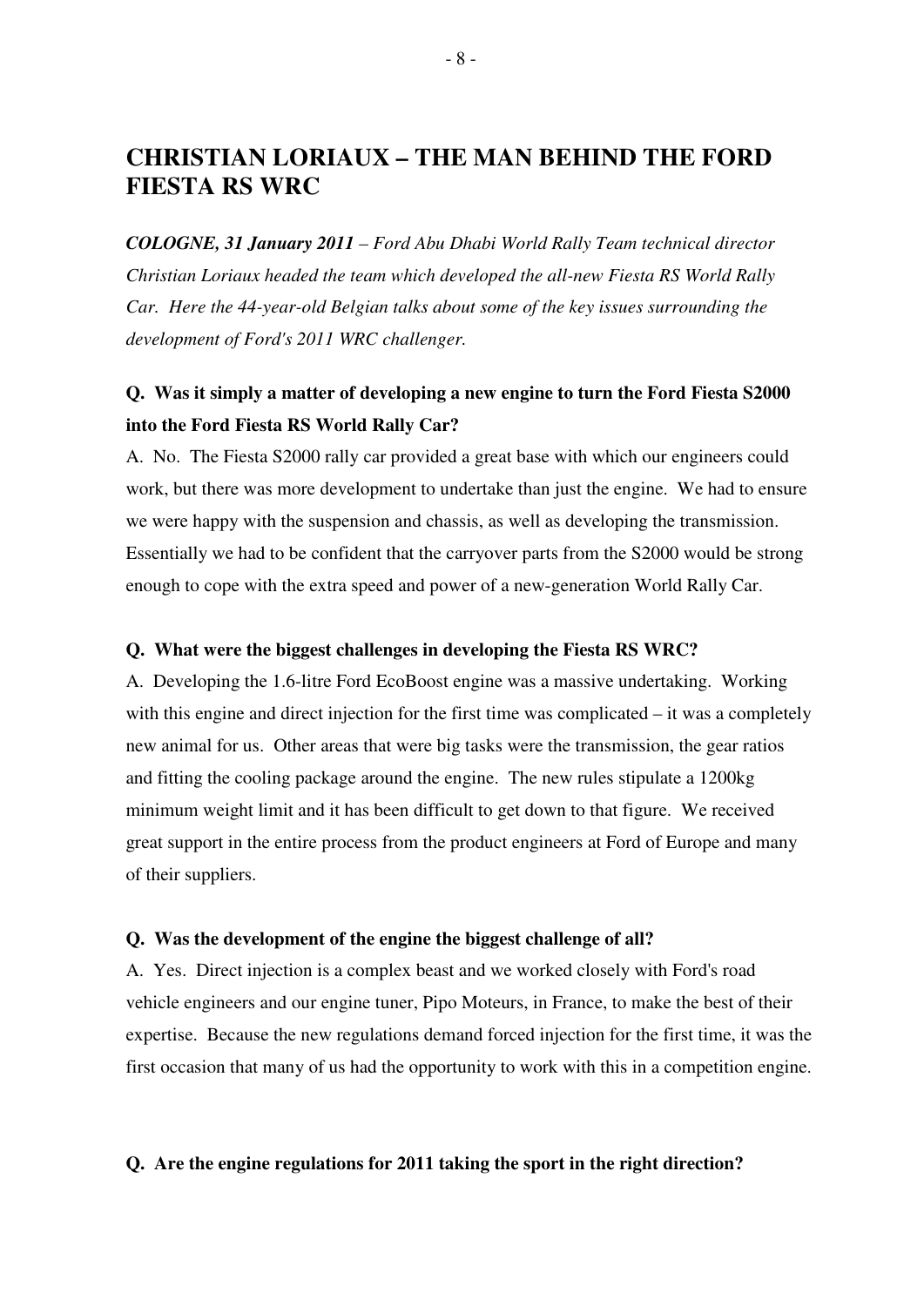# CHRISTIAN LORIAUX – THE MAN BEHIND THE FORD FIESTA RS WRC

***COLOGNE, 31 January 2011*** *– Ford Abu Dhabi World Rally Team technical director Christian Loriaux headed the team which developed the all-new Fiesta RS World Rally Car. Here the 44-year-old Belgian talks about some of the key issues surrounding the development of Ford's 2011 WRC challenger.*

## Q. Was it simply a matter of developing a new engine to turn the Ford Fiesta S2000 into the Ford Fiesta RS World Rally Car?

A. No. The Fiesta S2000 rally car provided a great base with which our engineers could work, but there was more development to undertake than just the engine. We had to ensure we were happy with the suspension and chassis, as well as developing the transmission. Essentially we had to be confident that the carryover parts from the S2000 would be strong enough to cope with the extra speed and power of a new-generation World Rally Car.

**Q. What were the biggest challenges in developing the Fiesta RS WRC?**

A. Developing the 1.6-litre Ford EcoBoost engine was a massive undertaking. Working with this engine and direct injection for the first time was complicated – it was a completely new animal for us. Other areas that were big tasks were the transmission, the gear ratios and fitting the cooling package around the engine. The new rules stipulate a 1200kg minimum weight limit and it has been difficult to get down to that figure. We received great support in the entire process from the product engineers at Ford of Europe and many of their suppliers.

**Q. Was the development of the engine the biggest challenge of all?**

A. Yes. Direct injection is a complex beast and we worked closely with Ford's road vehicle engineers and our engine tuner, Pipo Moteurs, in France, to make the best of their expertise. Because the new regulations demand forced injection for the first time, it was the first occasion that many of us had the opportunity to work with this in a competition engine.

**Q. Are the engine regulations for 2011 taking the sport in the right direction?**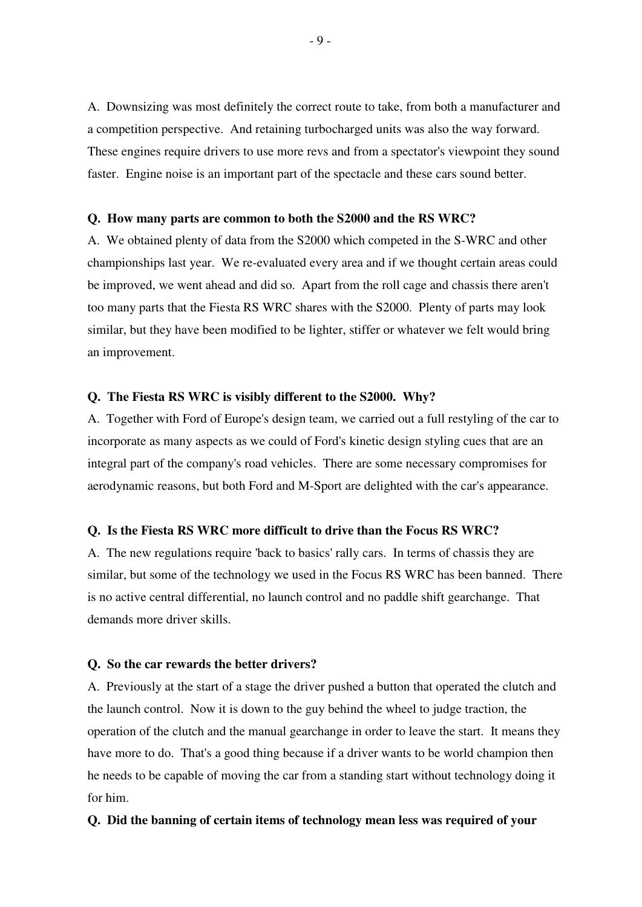A. Downsizing was most definitely the correct route to take, from both a manufacturer and a competition perspective. And retaining turbocharged units was also the way forward. These engines require drivers to use more revs and from a spectator's viewpoint they sound faster. Engine noise is an important part of the spectacle and these cars sound better.

**Q. How many parts are common to both the S2000 and the RS WRC?**

A. We obtained plenty of data from the S2000 which competed in the S-WRC and other championships last year. We re-evaluated every area and if we thought certain areas could be improved, we went ahead and did so. Apart from the roll cage and chassis there aren't too many parts that the Fiesta RS WRC shares with the S2000. Plenty of parts may look similar, but they have been modified to be lighter, stiffer or whatever we felt would bring an improvement.

**Q. The Fiesta RS WRC is visibly different to the S2000. Why?**

A. Together with Ford of Europe's design team, we carried out a full restyling of the car to incorporate as many aspects as we could of Ford's kinetic design styling cues that are an integral part of the company's road vehicles. There are some necessary compromises for aerodynamic reasons, but both Ford and M-Sport are delighted with the car's appearance.

**Q. Is the Fiesta RS WRC more difficult to drive than the Focus RS WRC?**

A. The new regulations require 'back to basics' rally cars. In terms of chassis they are similar, but some of the technology we used in the Focus RS WRC has been banned. There is no active central differential, no launch control and no paddle shift gearchange. That demands more driver skills.

**Q. So the car rewards the better drivers?**

A. Previously at the start of a stage the driver pushed a button that operated the clutch and the launch control. Now it is down to the guy behind the wheel to judge traction, the operation of the clutch and the manual gearchange in order to leave the start. It means they have more to do. That's a good thing because if a driver wants to be world champion then he needs to be capable of moving the car from a standing start without technology doing it for him.

**Q. Did the banning of certain items of technology mean less was required of your**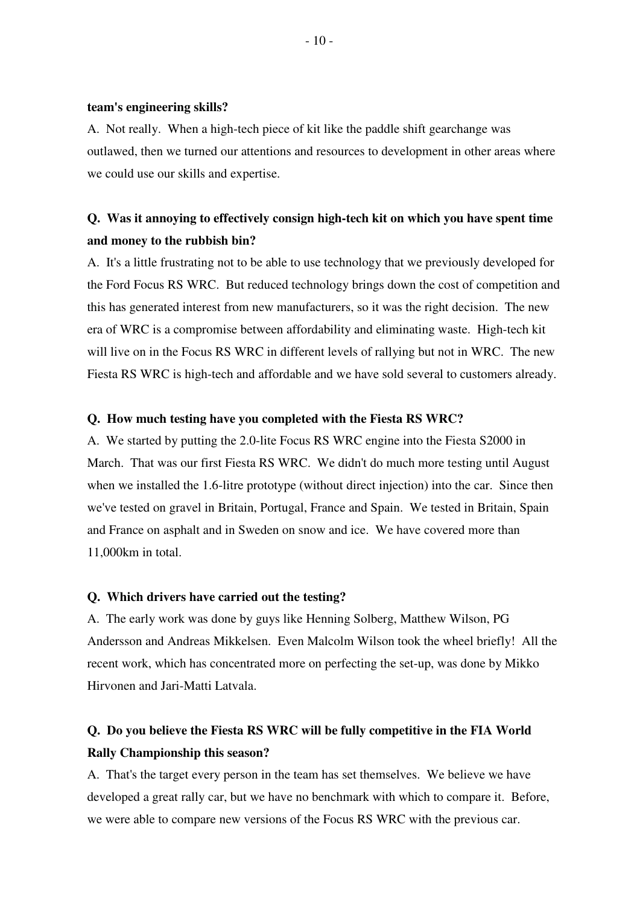**team's engineering skills?**

A. Not really. When a high-tech piece of kit like the paddle shift gearchange was outlawed, then we turned our attentions and resources to development in other areas where we could use our skills and expertise.

**Q. Was it annoying to effectively consign high-tech kit on which you have spent time and money to the rubbish bin?**

A. It's a little frustrating not to be able to use technology that we previously developed for the Ford Focus RS WRC. But reduced technology brings down the cost of competition and this has generated interest from new manufacturers, so it was the right decision. The new era of WRC is a compromise between affordability and eliminating waste. High-tech kit will live on in the Focus RS WRC in different levels of rallying but not in WRC. The new Fiesta RS WRC is high-tech and affordable and we have sold several to customers already.

**Q. How much testing have you completed with the Fiesta RS WRC?**

A. We started by putting the 2.0-lite Focus RS WRC engine into the Fiesta S2000 in March. That was our first Fiesta RS WRC. We didn't do much more testing until August when we installed the 1.6-litre prototype (without direct injection) into the car. Since then we've tested on gravel in Britain, Portugal, France and Spain. We tested in Britain, Spain and France on asphalt and in Sweden on snow and ice. We have covered more than 11,000km in total.

**Q. Which drivers have carried out the testing?**

A. The early work was done by guys like Henning Solberg, Matthew Wilson, PG Andersson and Andreas Mikkelsen. Even Malcolm Wilson took the wheel briefly! All the recent work, which has concentrated more on perfecting the set-up, was done by Mikko Hirvonen and Jari-Matti Latvala.

**Q. Do you believe the Fiesta RS WRC will be fully competitive in the FIA World Rally Championship this season?**

A. That's the target every person in the team has set themselves. We believe we have developed a great rally car, but we have no benchmark with which to compare it. Before, we were able to compare new versions of the Focus RS WRC with the previous car.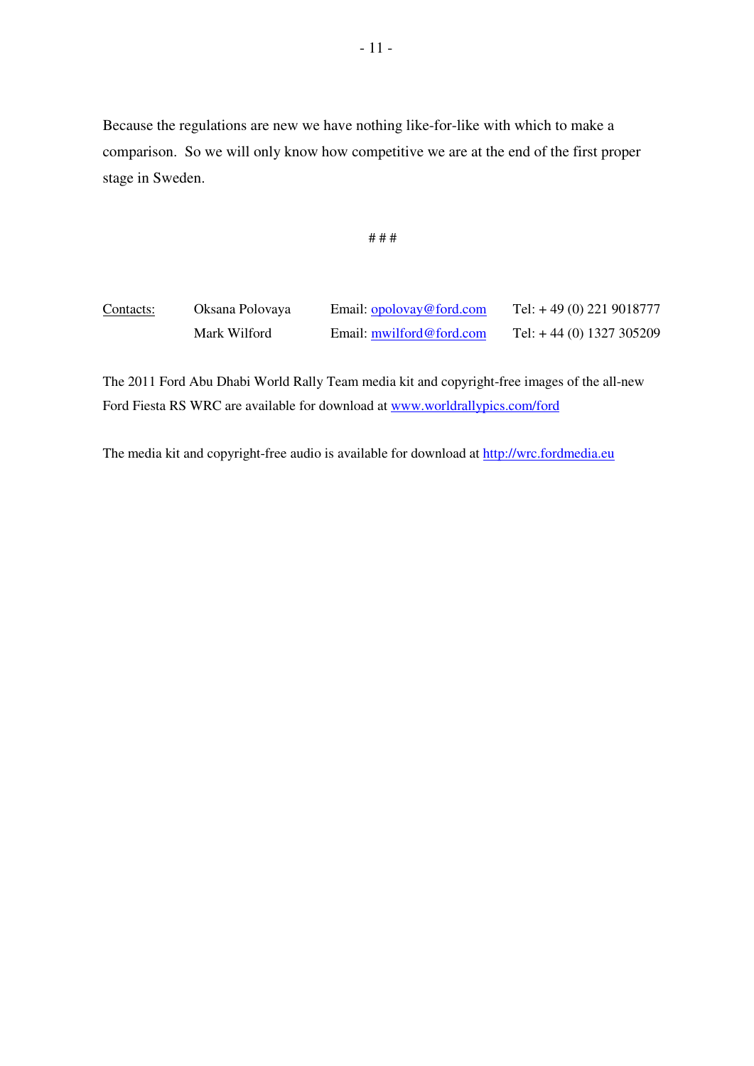Because the regulations are new we have nothing like-for-like with which to make a comparison. So we will only know how competitive we are at the end of the first proper stage in Sweden.

# # #

| | | | |
|---|---|---|---|
| Contacts: | Oksana Polovaya | Email: opolovay@ford.com | Tel: + 49 (0) 221 9018777 |
| | Mark Wilford | Email: mwilford@ford.com | Tel: + 44 (0) 1327 305209 |

The 2011 Ford Abu Dhabi World Rally Team media kit and copyright-free images of the all-new Ford Fiesta RS WRC are available for download at www.worldrallypics.com/ford

The media kit and copyright-free audio is available for download at http://wrc.fordmedia.eu